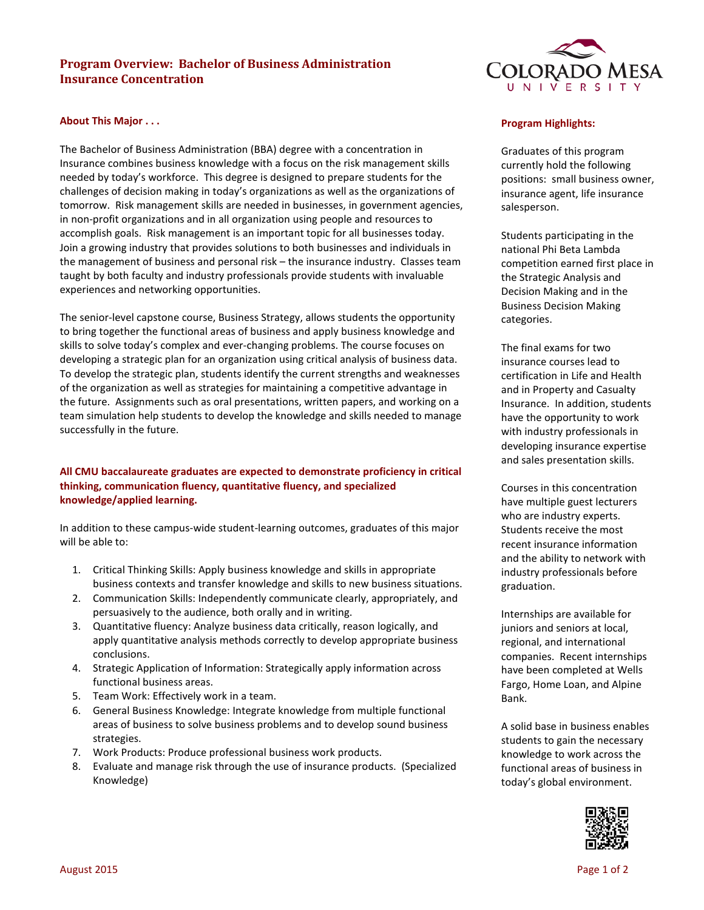# Program Overview: Bachelor of Business Administration Insurance Concentration

## About This Major . . .

The Bachelor of Business Administration (BBA) degree with a concentration in Insurance combines business knowledge with a focus on the risk management skills needed by today's workforce. This degree is designed to prepare students for the challenges of decision making in today's organizations as well as the organizations of tomorrow. Risk management skills are needed in businesses, in government agencies, in non-profit organizations and in all organization using people and resources to accomplish goals. Risk management is an important topic for all businesses today. Join a growing industry that provides solutions to both businesses and individuals in the management of business and personal risk – the insurance industry. Classes team taught by both faculty and industry professionals provide students with invaluable experiences and networking opportunities.

The senior-level capstone course, Business Strategy, allows students the opportunity to bring together the functional areas of business and apply business knowledge and skills to solve today's complex and ever-changing problems. The course focuses on developing a strategic plan for an organization using critical analysis of business data. To develop the strategic plan, students identify the current strengths and weaknesses of the organization as well as strategies for maintaining a competitive advantage in the future. Assignments such as oral presentations, written papers, and working on a team simulation help students to develop the knowledge and skills needed to manage successfully in the future.

**All CMU baccalaureate graduates are expected to demonstrate proficiency in critical thinking, communication fluency, quantitative fluency, and specialized knowledge/applied learning.**

In addition to these campus-wide student-learning outcomes, graduates of this major will be able to:

1. Critical Thinking Skills: Apply business knowledge and skills in appropriate business contexts and transfer knowledge and skills to new business situations.
2. Communication Skills: Independently communicate clearly, appropriately, and persuasively to the audience, both orally and in writing.
3. Quantitative fluency: Analyze business data critically, reason logically, and apply quantitative analysis methods correctly to develop appropriate business conclusions.
4. Strategic Application of Information: Strategically apply information across functional business areas.
5. Team Work: Effectively work in a team.
6. General Business Knowledge: Integrate knowledge from multiple functional areas of business to solve business problems and to develop sound business strategies.
7. Work Products: Produce professional business work products.
8. Evaluate and manage risk through the use of insurance products. (Specialized Knowledge)

## Program Highlights:

Graduates of this program currently hold the following positions: small business owner, insurance agent, life insurance salesperson.

Students participating in the national Phi Beta Lambda competition earned first place in the Strategic Analysis and Decision Making and in the Business Decision Making categories.

The final exams for two insurance courses lead to certification in Life and Health and in Property and Casualty Insurance. In addition, students have the opportunity to work with industry professionals in developing insurance expertise and sales presentation skills.

Courses in this concentration have multiple guest lecturers who are industry experts. Students receive the most recent insurance information and the ability to network with industry professionals before graduation.

Internships are available for juniors and seniors at local, regional, and international companies. Recent internships have been completed at Wells Fargo, Home Loan, and Alpine Bank.

A solid base in business enables students to gain the necessary knowledge to work across the functional areas of business in today's global environment.

August 2015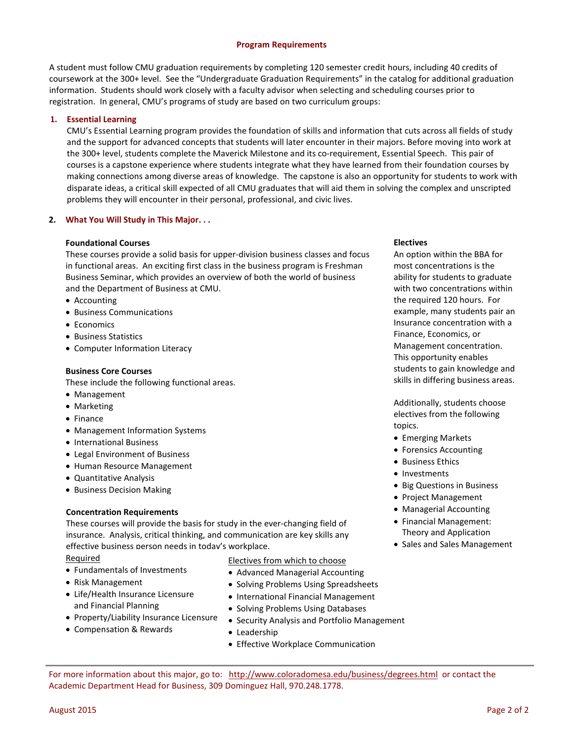## Program Requirements

A student must follow CMU graduation requirements by completing 120 semester credit hours, including 40 credits of coursework at the 300+ level. See the "Undergraduate Graduation Requirements" in the catalog for additional graduation information. Students should work closely with a faculty advisor when selecting and scheduling courses prior to registration. In general, CMU's programs of study are based on two curriculum groups:

### 1. Essential Learning

CMU's Essential Learning program provides the foundation of skills and information that cuts across all fields of study and the support for advanced concepts that students will later encounter in their majors. Before moving into work at the 300+ level, students complete the Maverick Milestone and its co-requirement, Essential Speech. This pair of courses is a capstone experience where students integrate what they have learned from their foundation courses by making connections among diverse areas of knowledge. The capstone is also an opportunity for students to work with disparate ideas, a critical skill expected of all CMU graduates that will aid them in solving the complex and unscripted problems they will encounter in their personal, professional, and civic lives.

### 2. What You Will Study in This Major. . .

**Foundational Courses**

These courses provide a solid basis for upper-division business classes and focus in functional areas. An exciting first class in the business program is Freshman Business Seminar, which provides an overview of both the world of business and the Department of Business at CMU.

- Accounting
- Business Communications
- Economics
- Business Statistics
- Computer Information Literacy

**Business Core Courses**

These include the following functional areas.

- Management
- Marketing
- Finance
- Management Information Systems
- International Business
- Legal Environment of Business
- Human Resource Management
- Quantitative Analysis
- Business Decision Making

**Concentration Requirements**

These courses will provide the basis for study in the ever-changing field of insurance. Analysis, critical thinking, and communication are key skills any effective business person needs in today's workplace.

Required

- Fundamentals of Investments
- Risk Management
- Life/Health Insurance Licensure and Financial Planning
- Property/Liability Insurance Licensure
- Compensation & Rewards

Electives from which to choose

- Advanced Managerial Accounting
- Solving Problems Using Spreadsheets
- International Financial Management
- Solving Problems Using Databases
- Security Analysis and Portfolio Management
- Leadership
- Effective Workplace Communication

**Electives**

An option within the BBA for most concentrations is the ability for students to graduate with two concentrations within the required 120 hours. For example, many students pair an Insurance concentration with a Finance, Economics, or Management concentration. This opportunity enables students to gain knowledge and skills in differing business areas.

Additionally, students choose electives from the following topics.

- Emerging Markets
- Forensics Accounting
- Business Ethics
- Investments
- Big Questions in Business
- Project Management
- Managerial Accounting
- Financial Management: Theory and Application
- Sales and Sales Management

For more information about this major, go to: http://www.coloradomesa.edu/business/degrees.html or contact the Academic Department Head for Business, 309 Dominguez Hall, 970.248.1778.

August 2015